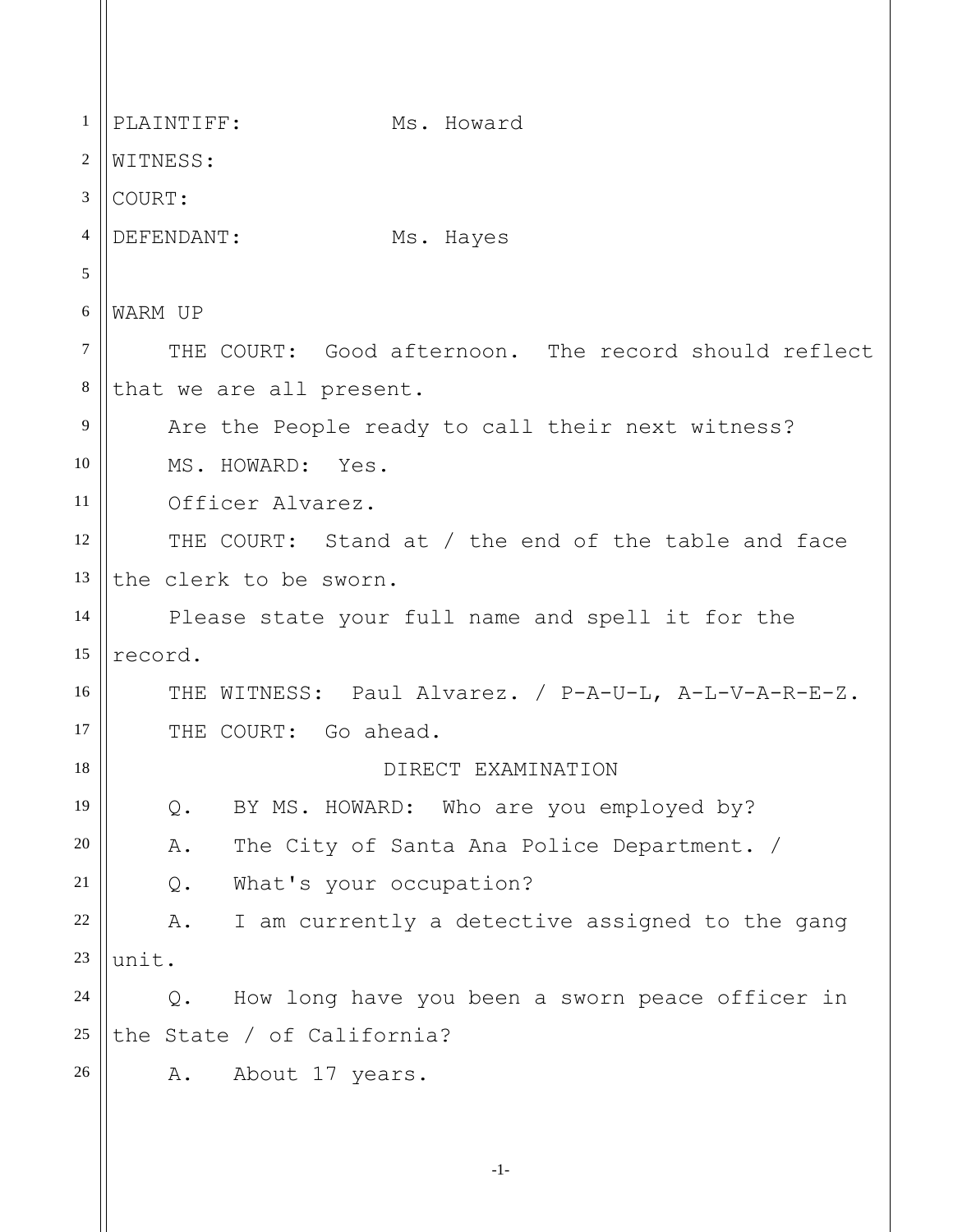PLAINTIFF: Ms. Howard
WITNESS:
COURT:
DEFENDANT: Ms. Hayes

WARM UP

THE COURT: Good afternoon. The record should reflect that we are all present.

Are the People ready to call their next witness?

MS. HOWARD: Yes.

Officer Alvarez.

THE COURT: Stand at / the end of the table and face the clerk to be sworn.

Please state your full name and spell it for the record.

THE WITNESS: Paul Alvarez. / P-A-U-L, A-L-V-A-R-E-Z.

THE COURT: Go ahead.

DIRECT EXAMINATION

Q. BY MS. HOWARD: Who are you employed by?

A. The City of Santa Ana Police Department. /

Q. What's your occupation?

A. I am currently a detective assigned to the gang unit.

Q. How long have you been a sworn peace officer in the State / of California?

A. About 17 years.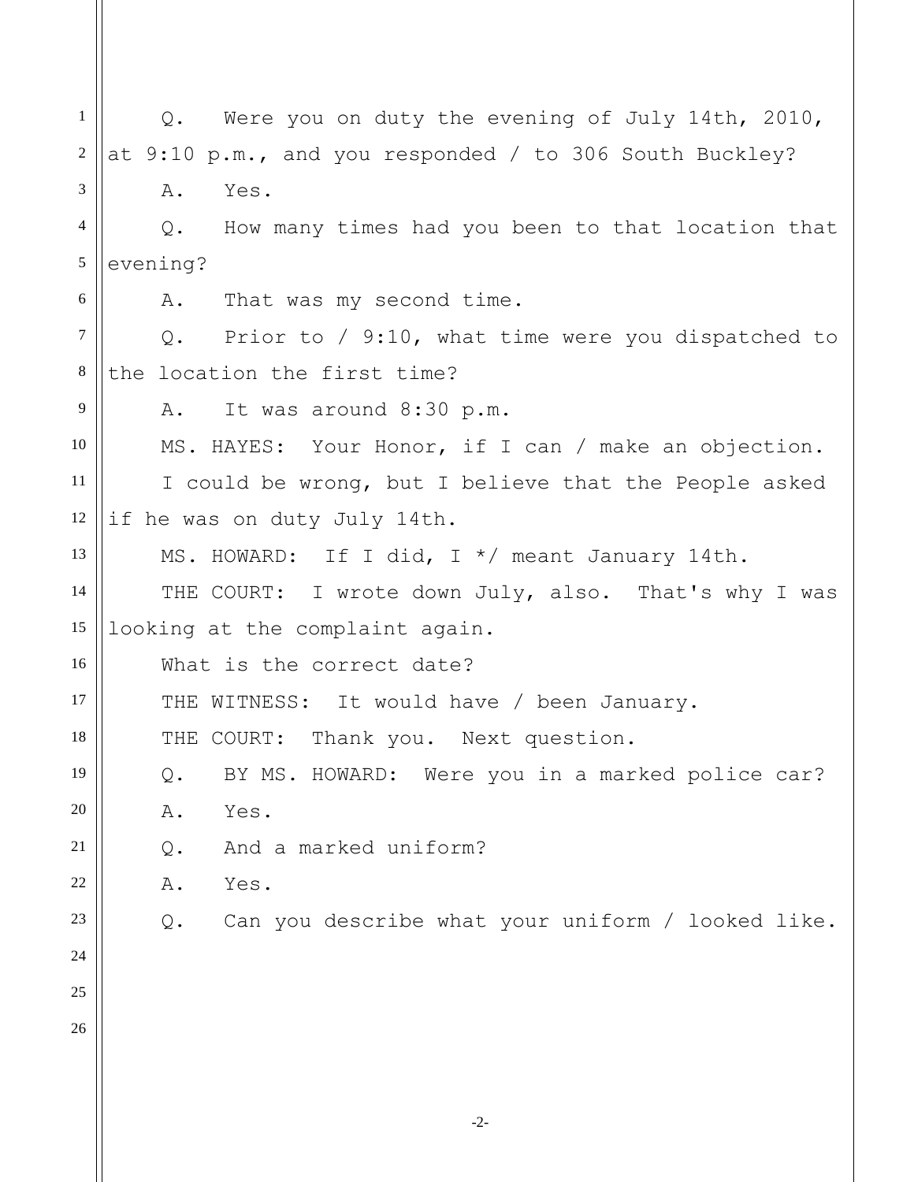Q. Were you on duty the evening of July 14th, 2010, at 9:10 p.m., and you responded / to 306 South Buckley?

A. Yes.

Q. How many times had you been to that location that evening?

A. That was my second time.

Q. Prior to / 9:10, what time were you dispatched to the location the first time?

A. It was around 8:30 p.m.

MS. HAYES: Your Honor, if I can / make an objection.

I could be wrong, but I believe that the People asked if he was on duty July 14th.

MS. HOWARD: If I did, I */ meant January 14th.

THE COURT: I wrote down July, also. That's why I was looking at the complaint again.

What is the correct date?

THE WITNESS: It would have / been January.

THE COURT: Thank you. Next question.

Q. BY MS. HOWARD: Were you in a marked police car?

A. Yes.

Q. And a marked uniform?

A. Yes.

Q. Can you describe what your uniform / looked like.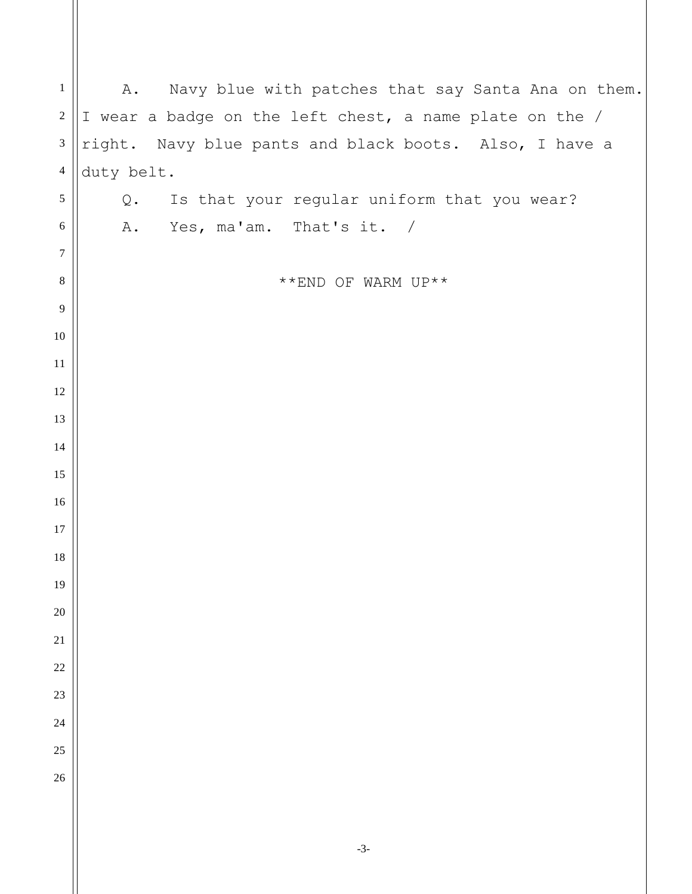A. Navy blue with patches that say Santa Ana on them. I wear a badge on the left chest, a name plate on the / right. Navy blue pants and black boots. Also, I have a duty belt.

Q. Is that your regular uniform that you wear?

A. Yes, ma'am. That's it. /

**END OF WARM UP**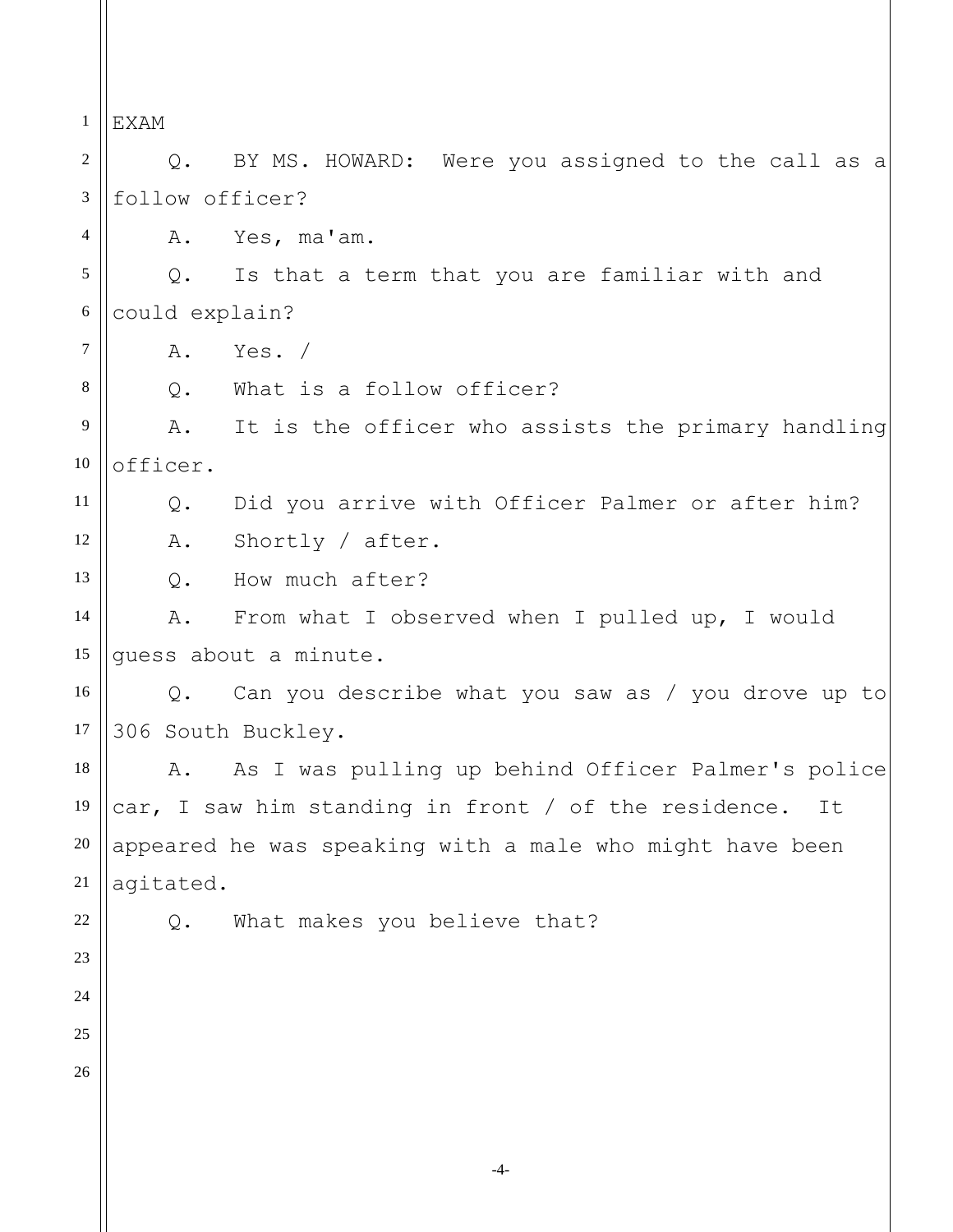EXAM

Q. BY MS. HOWARD: Were you assigned to the call as a follow officer?

A. Yes, ma'am.

Q. Is that a term that you are familiar with and could explain?

A. Yes. /

Q. What is a follow officer?

A. It is the officer who assists the primary handling officer.

Q. Did you arrive with Officer Palmer or after him?

A. Shortly / after.

Q. How much after?

A. From what I observed when I pulled up, I would guess about a minute.

Q. Can you describe what you saw as / you drove up to 306 South Buckley.

A. As I was pulling up behind Officer Palmer's police car, I saw him standing in front / of the residence. It appeared he was speaking with a male who might have been agitated.

Q. What makes you believe that?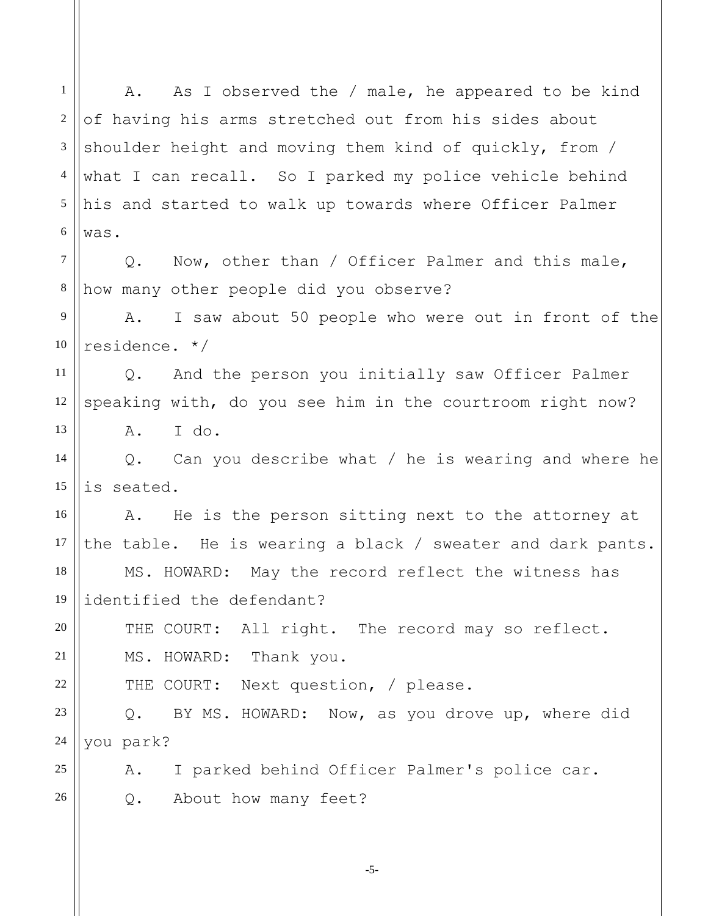A. As I observed the / male, he appeared to be kind of having his arms stretched out from his sides about shoulder height and moving them kind of quickly, from / what I can recall. So I parked my police vehicle behind his and started to walk up towards where Officer Palmer was.

Q. Now, other than / Officer Palmer and this male, how many other people did you observe?

A. I saw about 50 people who were out in front of the residence. */

Q. And the person you initially saw Officer Palmer speaking with, do you see him in the courtroom right now?

A. I do.

Q. Can you describe what / he is wearing and where he is seated.

A. He is the person sitting next to the attorney at the table. He is wearing a black / sweater and dark pants.

MS. HOWARD: May the record reflect the witness has identified the defendant?

THE COURT: All right. The record may so reflect.

MS. HOWARD: Thank you.

THE COURT: Next question, / please.

Q. BY MS. HOWARD: Now, as you drove up, where did you park?

A. I parked behind Officer Palmer's police car.

Q. About how many feet?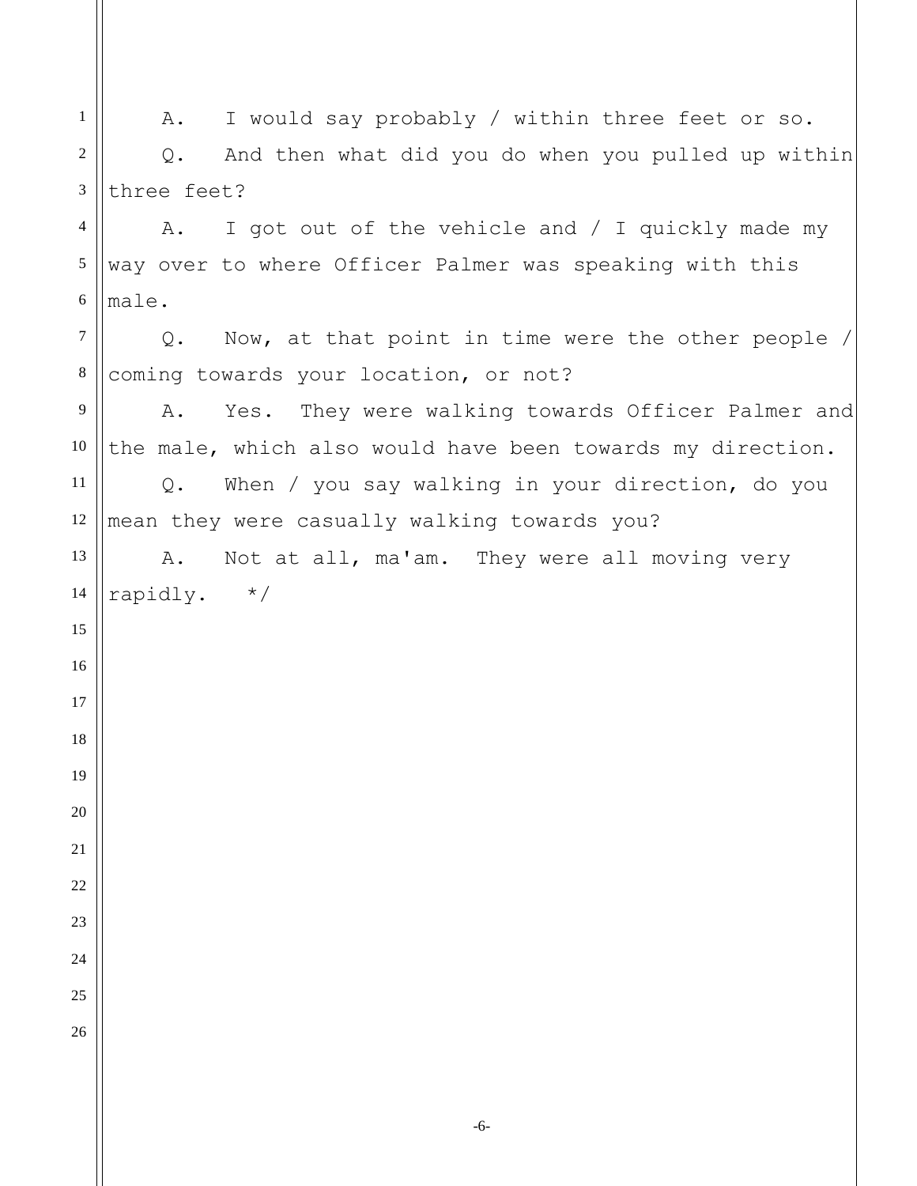A. I would say probably / within three feet or so.

Q. And then what did you do when you pulled up within three feet?

A. I got out of the vehicle and / I quickly made my way over to where Officer Palmer was speaking with this male.

Q. Now, at that point in time were the other people / coming towards your location, or not?

A. Yes. They were walking towards Officer Palmer and the male, which also would have been towards my direction.

Q. When / you say walking in your direction, do you mean they were casually walking towards you?

A. Not at all, ma'am. They were all moving very rapidly. */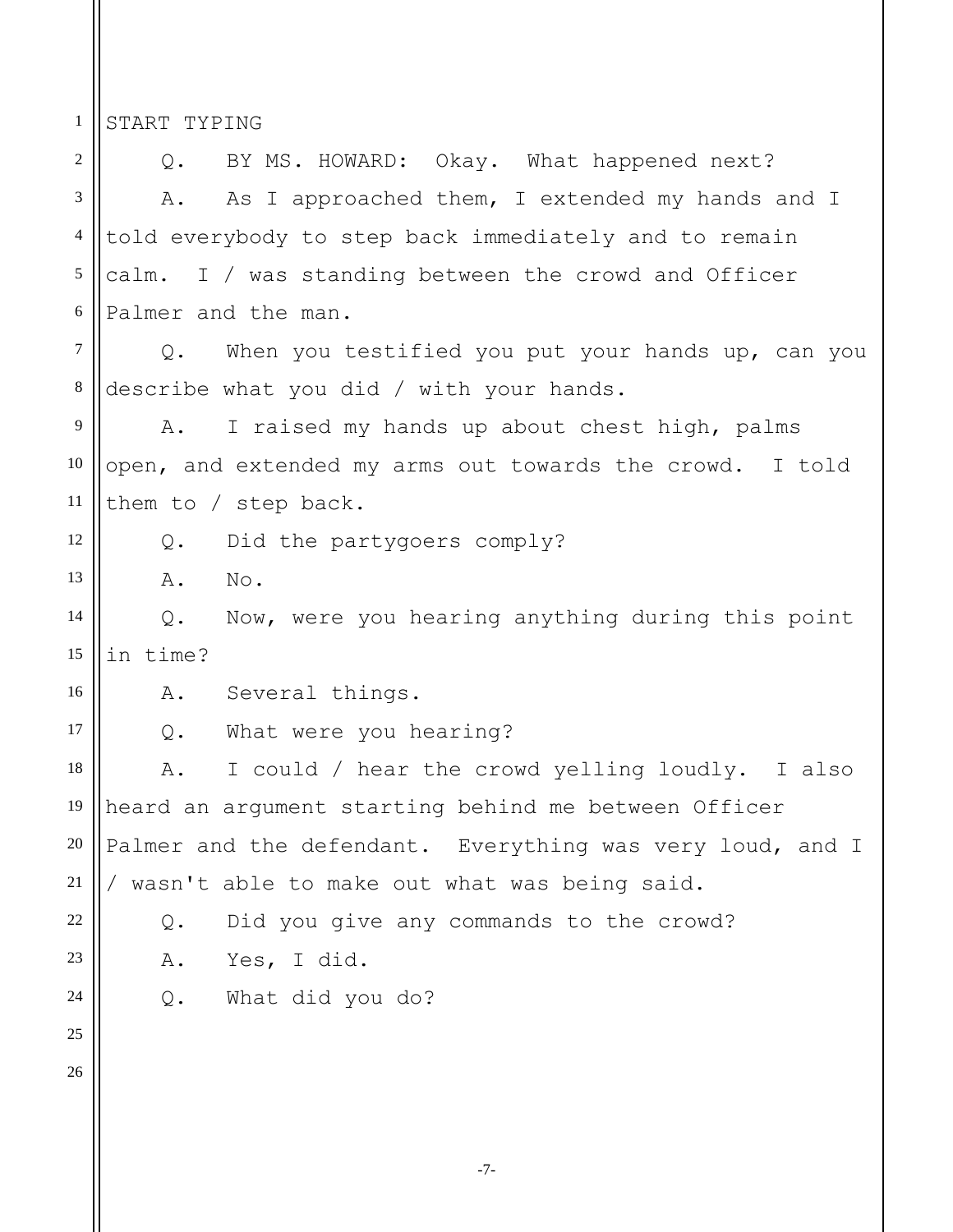START TYPING

Q. BY MS. HOWARD: Okay. What happened next?

A. As I approached them, I extended my hands and I told everybody to step back immediately and to remain calm. I / was standing between the crowd and Officer Palmer and the man.

Q. When you testified you put your hands up, can you describe what you did / with your hands.

A. I raised my hands up about chest high, palms open, and extended my arms out towards the crowd. I told them to / step back.

Q. Did the partygoers comply?

A. No.

Q. Now, were you hearing anything during this point in time?

A. Several things.

Q. What were you hearing?

A. I could / hear the crowd yelling loudly. I also heard an argument starting behind me between Officer Palmer and the defendant. Everything was very loud, and I / wasn't able to make out what was being said.

Q. Did you give any commands to the crowd?

A. Yes, I did.

Q. What did you do?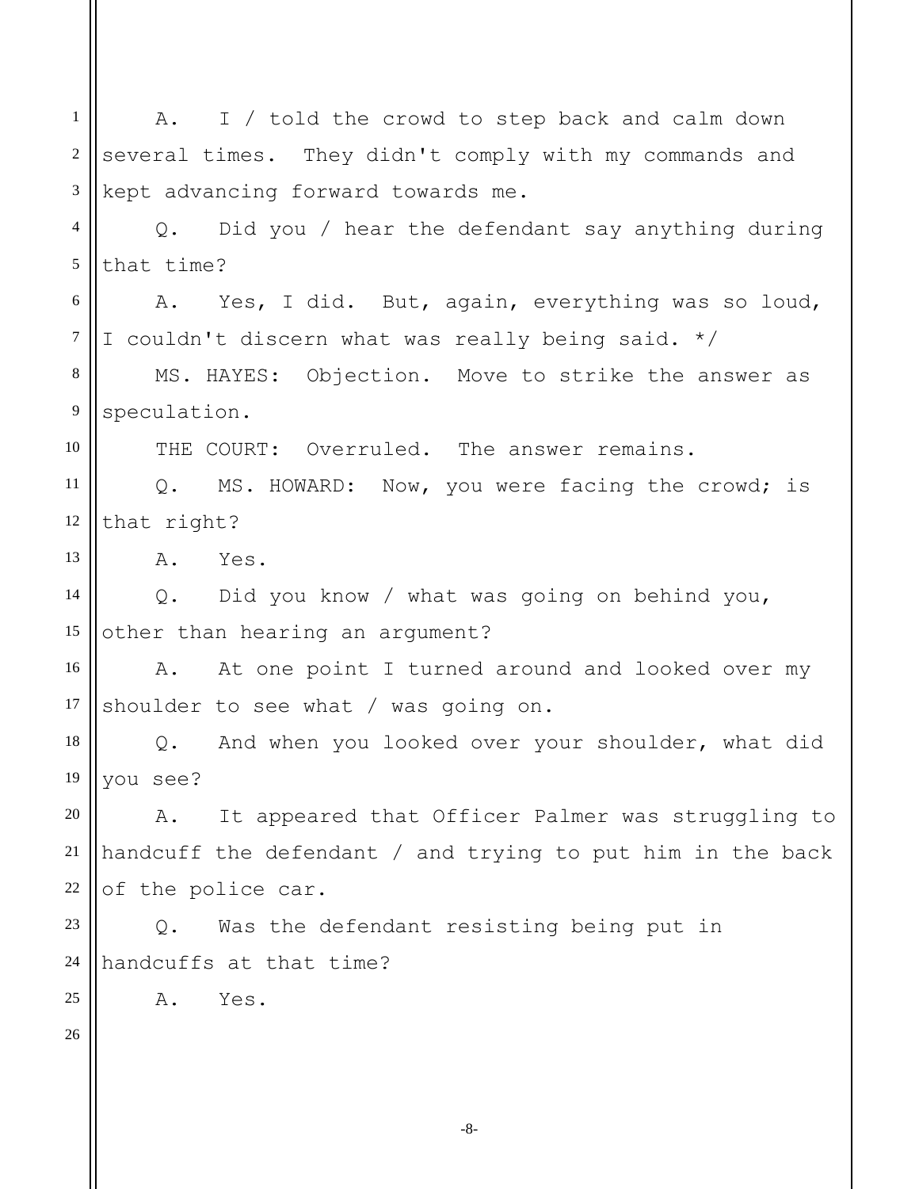A. I / told the crowd to step back and calm down several times. They didn't comply with my commands and kept advancing forward towards me.

Q. Did you / hear the defendant say anything during that time?

A. Yes, I did. But, again, everything was so loud, I couldn't discern what was really being said. */

MS. HAYES: Objection. Move to strike the answer as speculation.

THE COURT: Overruled. The answer remains.

Q. MS. HOWARD: Now, you were facing the crowd; is that right?

A. Yes.

Q. Did you know / what was going on behind you, other than hearing an argument?

A. At one point I turned around and looked over my shoulder to see what / was going on.

Q. And when you looked over your shoulder, what did you see?

A. It appeared that Officer Palmer was struggling to handcuff the defendant / and trying to put him in the back of the police car.

Q. Was the defendant resisting being put in handcuffs at that time?

A. Yes.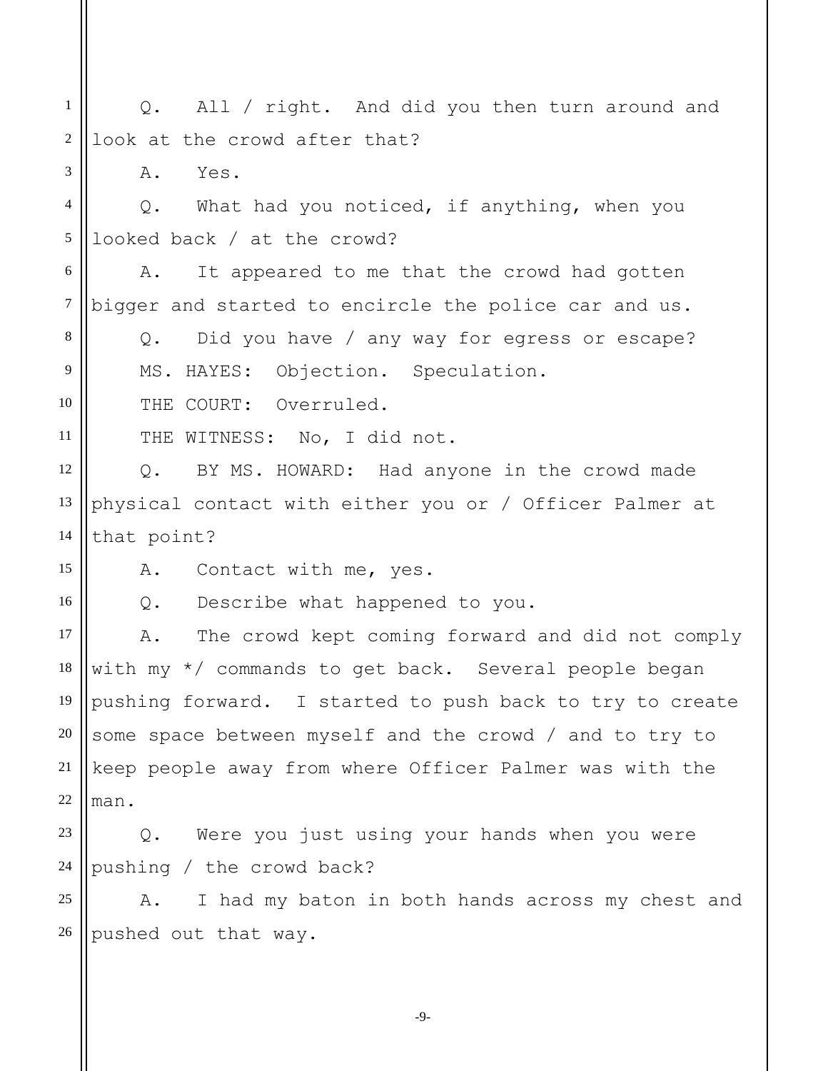Q. All / right. And did you then turn around and look at the crowd after that?

A. Yes.

Q. What had you noticed, if anything, when you looked back / at the crowd?

A. It appeared to me that the crowd had gotten bigger and started to encircle the police car and us.

Q. Did you have / any way for egress or escape?

MS. HAYES: Objection. Speculation.

THE COURT: Overruled.

THE WITNESS: No, I did not.

Q. BY MS. HOWARD: Had anyone in the crowd made physical contact with either you or / Officer Palmer at that point?

A. Contact with me, yes.

Q. Describe what happened to you.

A. The crowd kept coming forward and did not comply with my */ commands to get back. Several people began pushing forward. I started to push back to try to create some space between myself and the crowd / and to try to keep people away from where Officer Palmer was with the man.

Q. Were you just using your hands when you were pushing / the crowd back?

A. I had my baton in both hands across my chest and pushed out that way.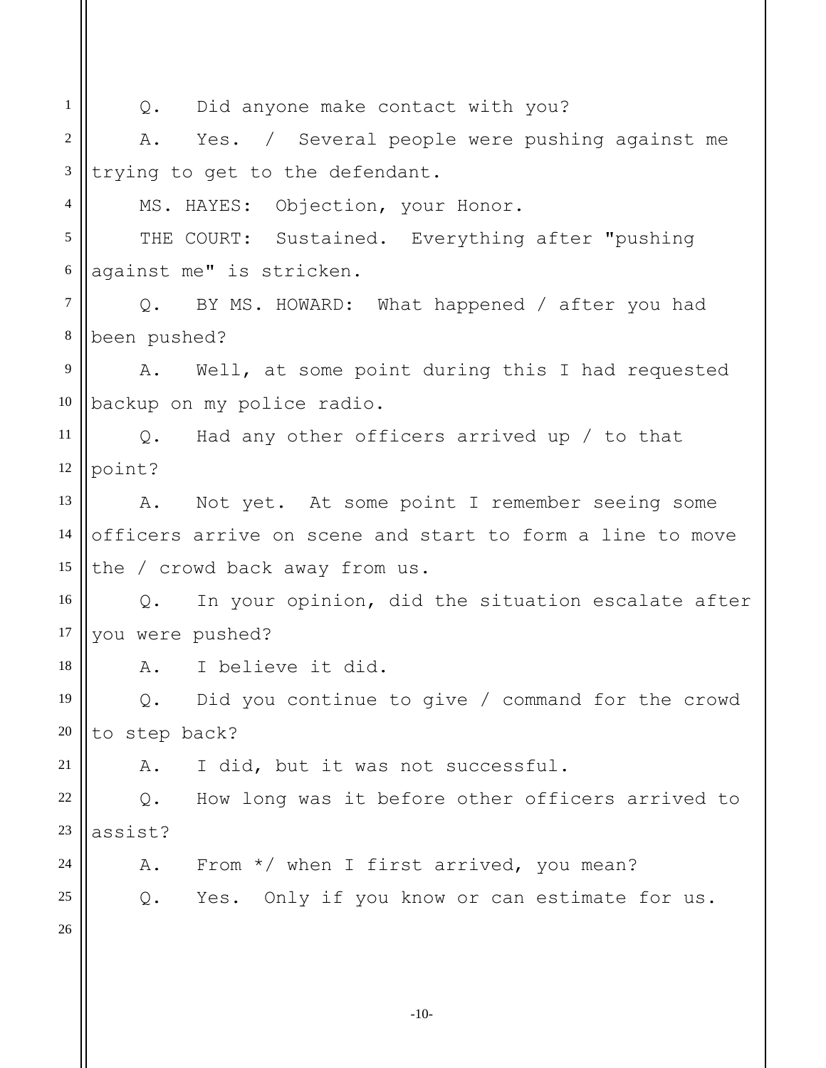Q. Did anyone make contact with you?

A. Yes. / Several people were pushing against me trying to get to the defendant.

MS. HAYES: Objection, your Honor.

THE COURT: Sustained. Everything after "pushing against me" is stricken.

Q. BY MS. HOWARD: What happened / after you had been pushed?

A. Well, at some point during this I had requested backup on my police radio.

Q. Had any other officers arrived up / to that point?

A. Not yet. At some point I remember seeing some officers arrive on scene and start to form a line to move the / crowd back away from us.

Q. In your opinion, did the situation escalate after you were pushed?

A. I believe it did.

Q. Did you continue to give / command for the crowd to step back?

A. I did, but it was not successful.

Q. How long was it before other officers arrived to assist?

A. From */ when I first arrived, you mean?

Q. Yes. Only if you know or can estimate for us.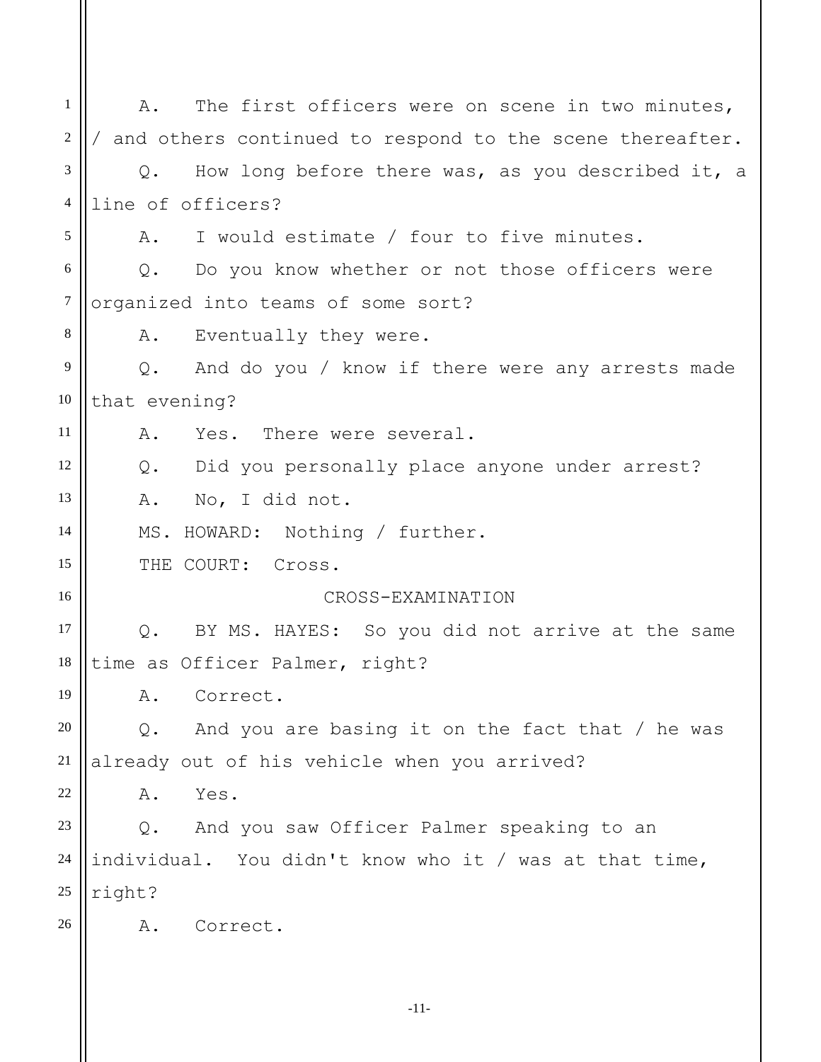A. The first officers were on scene in two minutes, / and others continued to respond to the scene thereafter.

Q. How long before there was, as you described it, a line of officers?

A. I would estimate / four to five minutes.

Q. Do you know whether or not those officers were organized into teams of some sort?

A. Eventually they were.

Q. And do you / know if there were any arrests made that evening?

A. Yes. There were several.

Q. Did you personally place anyone under arrest?

A. No, I did not.

MS. HOWARD: Nothing / further.

THE COURT: Cross.

CROSS-EXAMINATION

Q. BY MS. HAYES: So you did not arrive at the same time as Officer Palmer, right?

A. Correct.

Q. And you are basing it on the fact that / he was already out of his vehicle when you arrived?

A. Yes.

Q. And you saw Officer Palmer speaking to an individual. You didn't know who it / was at that time, right?

A. Correct.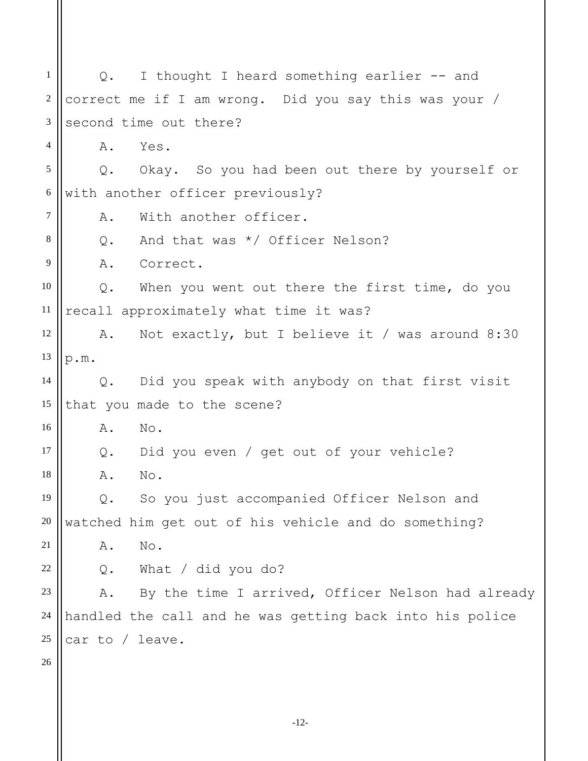Q. I thought I heard something earlier -- and correct me if I am wrong. Did you say this was your / second time out there?

A. Yes.

Q. Okay. So you had been out there by yourself or with another officer previously?

A. With another officer.

Q. And that was */ Officer Nelson?

A. Correct.

Q. When you went out there the first time, do you recall approximately what time it was?

A. Not exactly, but I believe it / was around 8:30 p.m.

Q. Did you speak with anybody on that first visit that you made to the scene?

A. No.

Q. Did you even / get out of your vehicle?

A. No.

Q. So you just accompanied Officer Nelson and watched him get out of his vehicle and do something?

A. No.

Q. What / did you do?

A. By the time I arrived, Officer Nelson had already handled the call and he was getting back into his police car to / leave.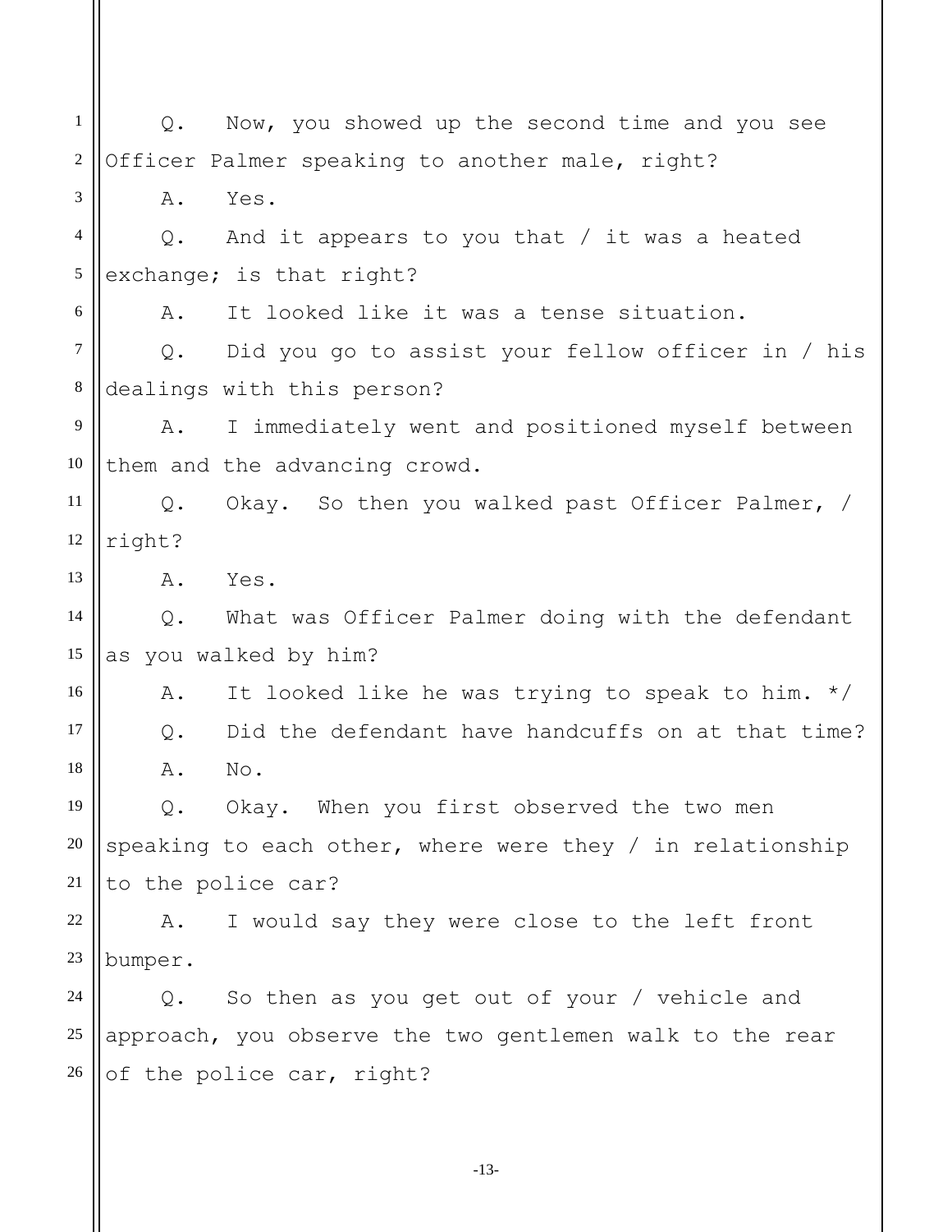Q. Now, you showed up the second time and you see Officer Palmer speaking to another male, right?

A. Yes.

Q. And it appears to you that / it was a heated exchange; is that right?

A. It looked like it was a tense situation.

Q. Did you go to assist your fellow officer in / his dealings with this person?

A. I immediately went and positioned myself between them and the advancing crowd.

Q. Okay. So then you walked past Officer Palmer, / right?

A. Yes.

Q. What was Officer Palmer doing with the defendant as you walked by him?

A. It looked like he was trying to speak to him. */

Q. Did the defendant have handcuffs on at that time?

A. No.

Q. Okay. When you first observed the two men speaking to each other, where were they / in relationship to the police car?

A. I would say they were close to the left front bumper.

Q. So then as you get out of your / vehicle and approach, you observe the two gentlemen walk to the rear of the police car, right?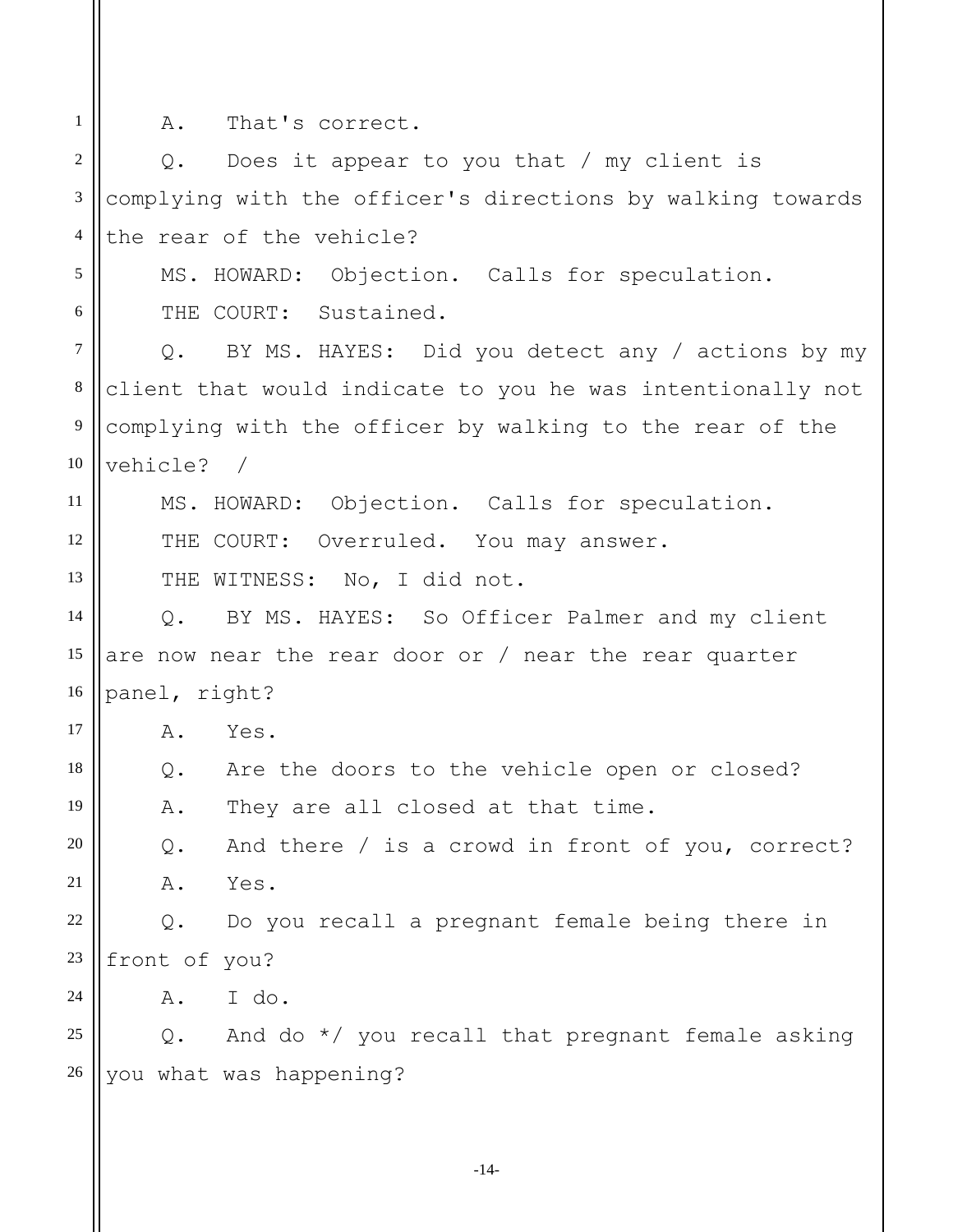A. That's correct.

Q. Does it appear to you that / my client is complying with the officer's directions by walking towards the rear of the vehicle?

MS. HOWARD: Objection. Calls for speculation.

THE COURT: Sustained.

Q. BY MS. HAYES: Did you detect any / actions by my client that would indicate to you he was intentionally not complying with the officer by walking to the rear of the vehicle? /

MS. HOWARD: Objection. Calls for speculation.

THE COURT: Overruled. You may answer.

THE WITNESS: No, I did not.

Q. BY MS. HAYES: So Officer Palmer and my client are now near the rear door or / near the rear quarter panel, right?

A. Yes.

Q. Are the doors to the vehicle open or closed?

A. They are all closed at that time.

Q. And there / is a crowd in front of you, correct?

A. Yes.

Q. Do you recall a pregnant female being there in front of you?

A. I do.

Q. And do */ you recall that pregnant female asking you what was happening?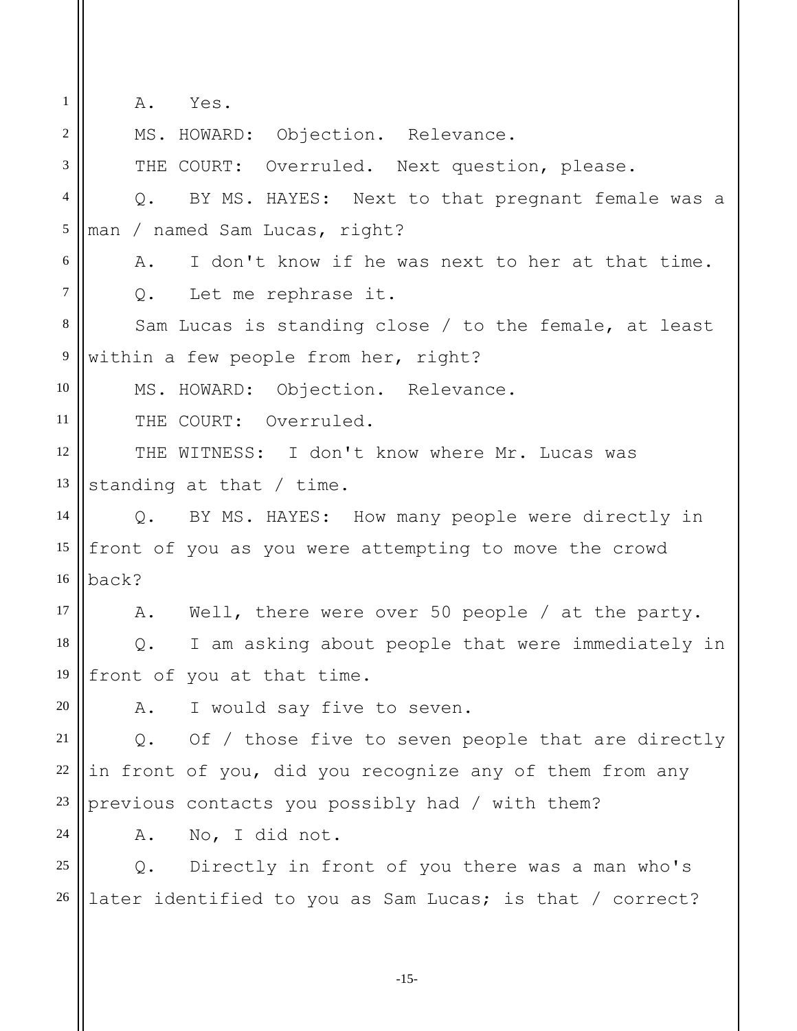A. Yes.

MS. HOWARD: Objection. Relevance.

THE COURT: Overruled. Next question, please.

Q. BY MS. HAYES: Next to that pregnant female was a man / named Sam Lucas, right?

A. I don't know if he was next to her at that time.

Q. Let me rephrase it.

Sam Lucas is standing close / to the female, at least within a few people from her, right?

MS. HOWARD: Objection. Relevance.

THE COURT: Overruled.

THE WITNESS: I don't know where Mr. Lucas was standing at that / time.

Q. BY MS. HAYES: How many people were directly in front of you as you were attempting to move the crowd back?

A. Well, there were over 50 people / at the party.

Q. I am asking about people that were immediately in front of you at that time.

A. I would say five to seven.

Q. Of / those five to seven people that are directly in front of you, did you recognize any of them from any previous contacts you possibly had / with them?

A. No, I did not.

Q. Directly in front of you there was a man who's later identified to you as Sam Lucas; is that / correct?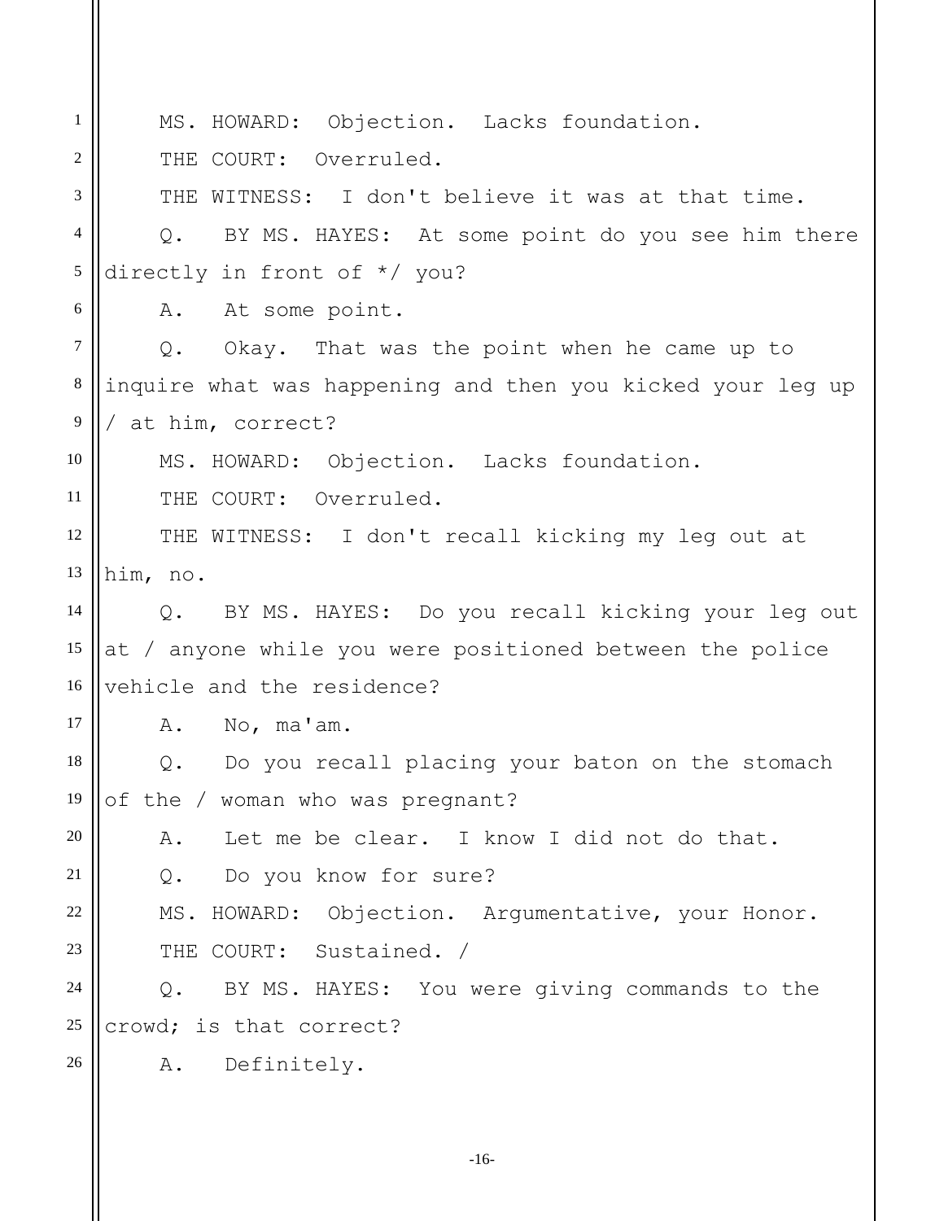MS. HOWARD: Objection. Lacks foundation.

THE COURT: Overruled.

THE WITNESS: I don't believe it was at that time.

Q. BY MS. HAYES: At some point do you see him there directly in front of */ you?

A. At some point.

Q. Okay. That was the point when he came up to inquire what was happening and then you kicked your leg up / at him, correct?

MS. HOWARD: Objection. Lacks foundation.

THE COURT: Overruled.

THE WITNESS: I don't recall kicking my leg out at him, no.

Q. BY MS. HAYES: Do you recall kicking your leg out at / anyone while you were positioned between the police vehicle and the residence?

A. No, ma'am.

Q. Do you recall placing your baton on the stomach of the / woman who was pregnant?

A. Let me be clear. I know I did not do that.

Q. Do you know for sure?

MS. HOWARD: Objection. Argumentative, your Honor.

THE COURT: Sustained. /

Q. BY MS. HAYES: You were giving commands to the crowd; is that correct?

A. Definitely.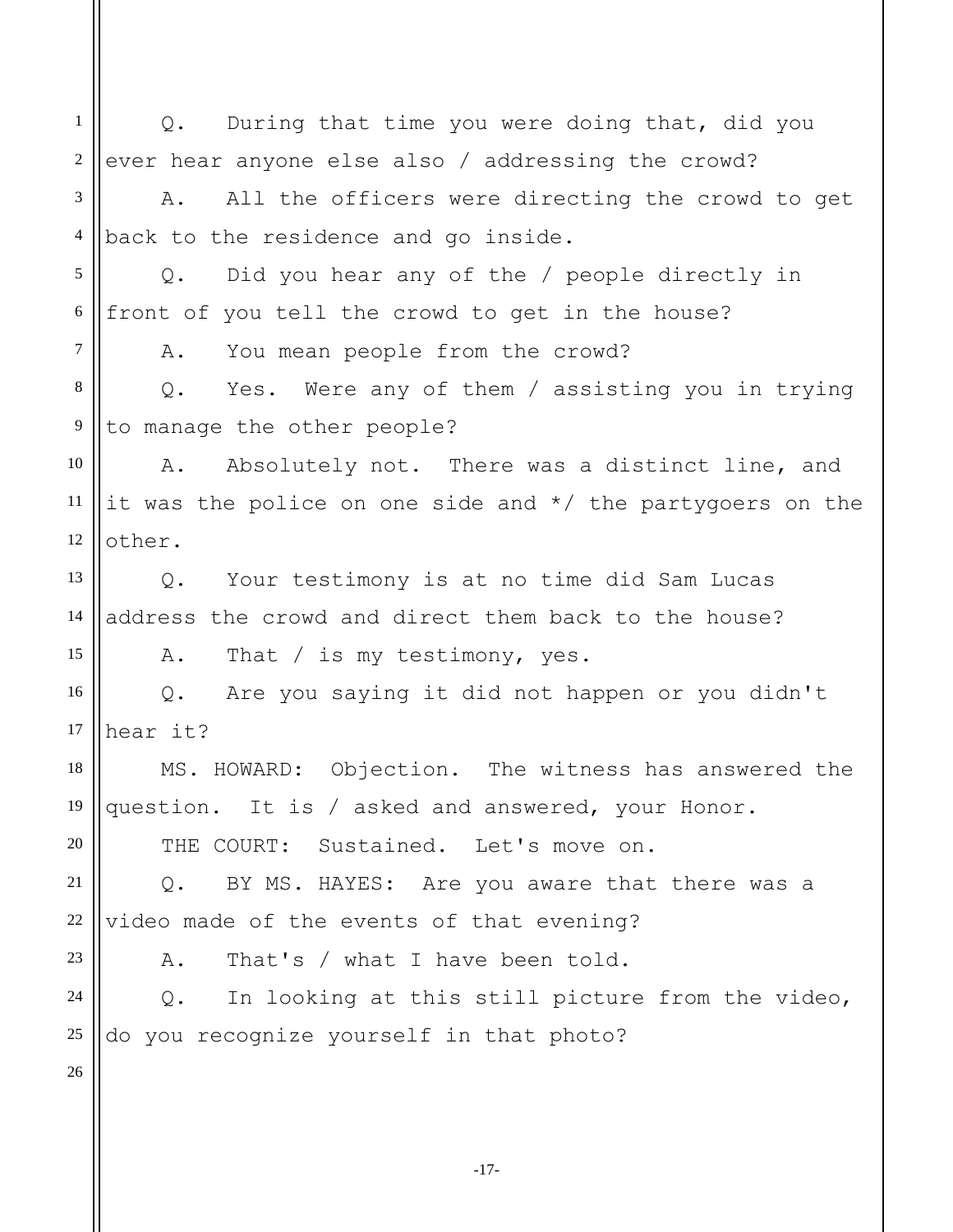Q. During that time you were doing that, did you ever hear anyone else also / addressing the crowd?

A. All the officers were directing the crowd to get back to the residence and go inside.

Q. Did you hear any of the / people directly in front of you tell the crowd to get in the house?

A. You mean people from the crowd?

Q. Yes. Were any of them / assisting you in trying to manage the other people?

A. Absolutely not. There was a distinct line, and it was the police on one side and */ the partygoers on the other.

Q. Your testimony is at no time did Sam Lucas address the crowd and direct them back to the house?

A. That / is my testimony, yes.

Q. Are you saying it did not happen or you didn't hear it?

MS. HOWARD: Objection. The witness has answered the question. It is / asked and answered, your Honor.

THE COURT: Sustained. Let's move on.

Q. BY MS. HAYES: Are you aware that there was a video made of the events of that evening?

A. That's / what I have been told.

Q. In looking at this still picture from the video, do you recognize yourself in that photo?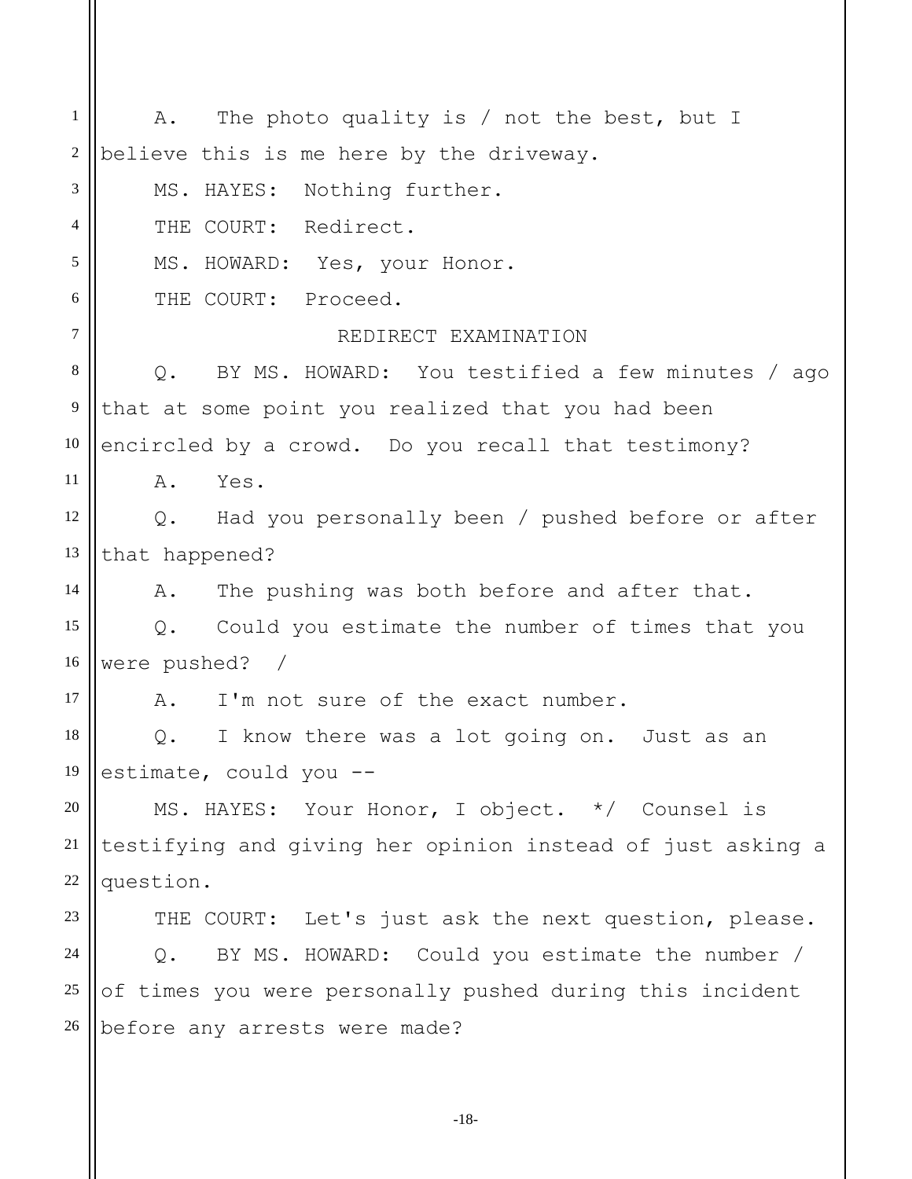A. The photo quality is / not the best, but I believe this is me here by the driveway.

MS. HAYES: Nothing further.

THE COURT: Redirect.

MS. HOWARD: Yes, your Honor.

THE COURT: Proceed.

REDIRECT EXAMINATION

Q. BY MS. HOWARD: You testified a few minutes / ago that at some point you realized that you had been encircled by a crowd. Do you recall that testimony?

A. Yes.

Q. Had you personally been / pushed before or after that happened?

A. The pushing was both before and after that.

Q. Could you estimate the number of times that you were pushed? /

A. I'm not sure of the exact number.

Q. I know there was a lot going on. Just as an estimate, could you --

MS. HAYES: Your Honor, I object. */ Counsel is testifying and giving her opinion instead of just asking a question.

THE COURT: Let's just ask the next question, please.

Q. BY MS. HOWARD: Could you estimate the number / of times you were personally pushed during this incident before any arrests were made?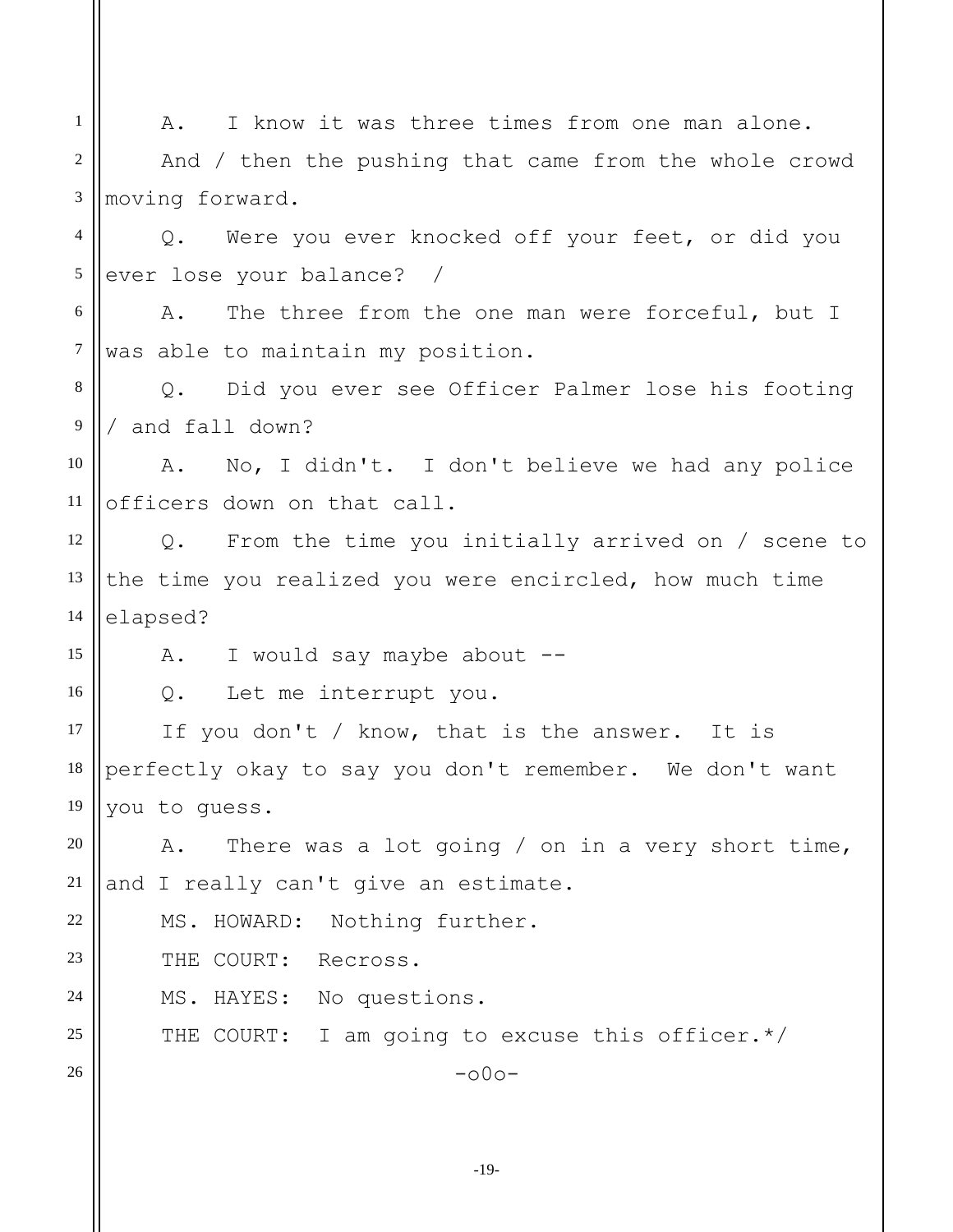A. I know it was three times from one man alone.

And / then the pushing that came from the whole crowd moving forward.

Q. Were you ever knocked off your feet, or did you ever lose your balance? /

A. The three from the one man were forceful, but I was able to maintain my position.

Q. Did you ever see Officer Palmer lose his footing / and fall down?

A. No, I didn't. I don't believe we had any police officers down on that call.

Q. From the time you initially arrived on / scene to the time you realized you were encircled, how much time elapsed?

A. I would say maybe about --

Q. Let me interrupt you.

If you don't / know, that is the answer. It is perfectly okay to say you don't remember. We don't want you to guess.

A. There was a lot going / on in a very short time, and I really can't give an estimate.

MS. HOWARD: Nothing further.

THE COURT: Recross.

MS. HAYES: No questions.

THE COURT: I am going to excuse this officer.*/

-o0o-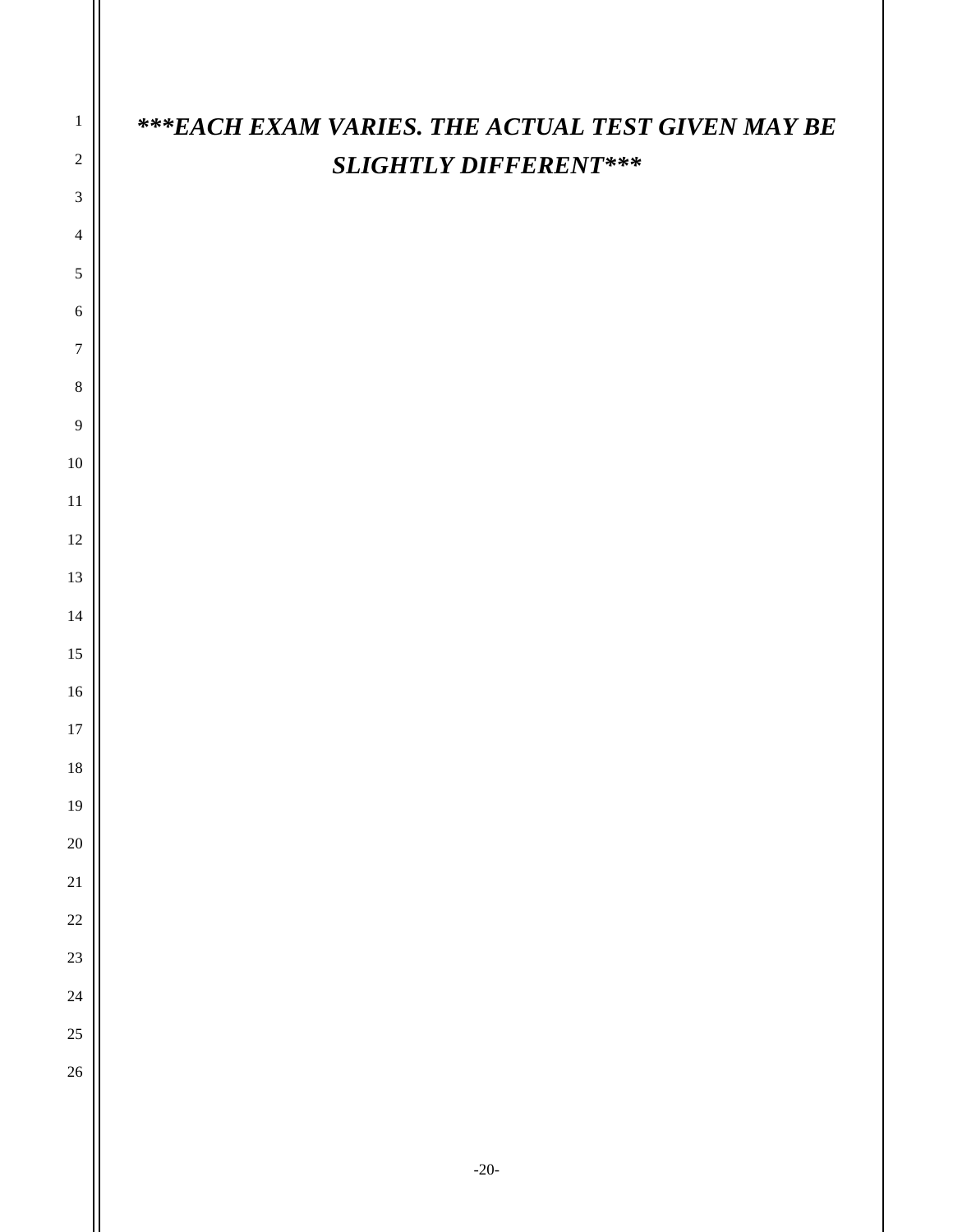***EACH EXAM VARIES. THE ACTUAL TEST GIVEN MAY BE SLIGHTLY DIFFERENT***